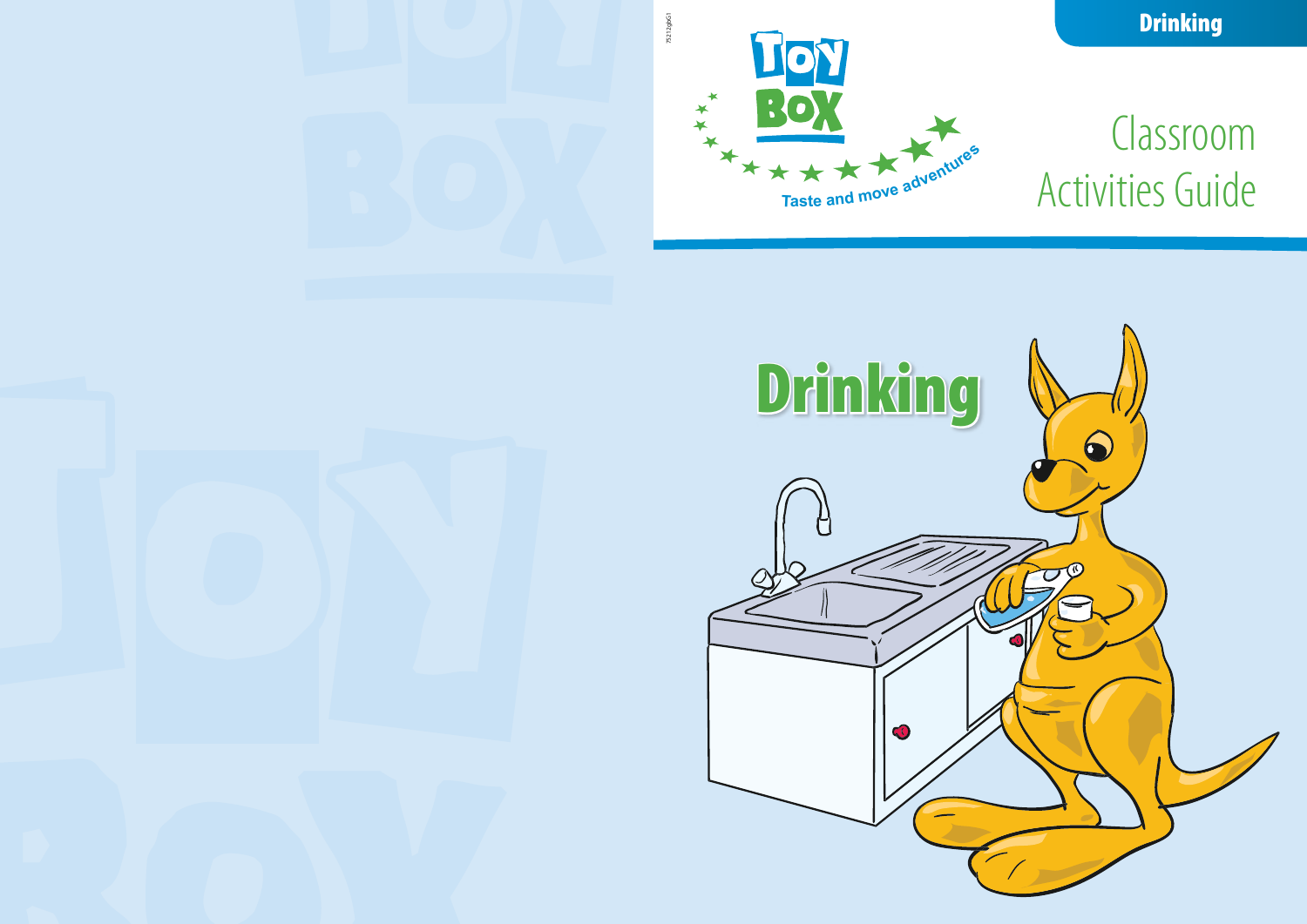# Toy Box

Taste and move adventures

# Classroom Activities Guide

## Drinking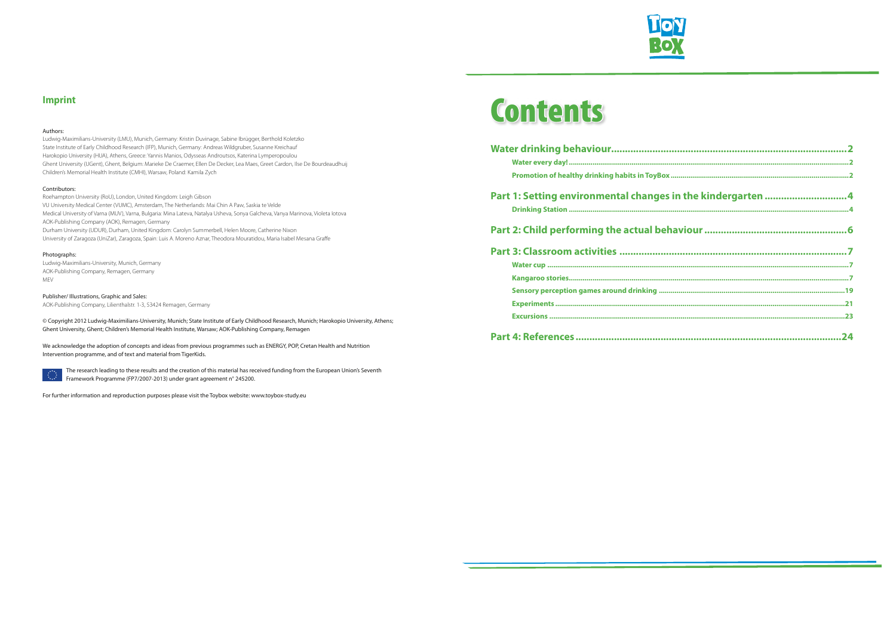## Imprint

Authors:
Ludwig-Maximilians-University (LMU), Munich, Germany: Kristin Duvinage, Sabine Ibrügger, Berthold Koletzko
State Institute of Early Childhood Research (IFP), Munich, Germany: Andreas Wildgruber, Susanne Kreichauf
Harokopio University (HUA), Athens, Greece: Yannis Manios, Odysseas Androutsos, Katerina Lymperopoulou
Ghent University (UGent), Ghent, Belgium: Marieke De Craemer, Ellen De Decker, Lea Maes, Greet Cardon, Ilse De Bourdeaudhuij
Children's Memorial Health Institute (CMHI), Warsaw, Poland: Kamila Zych

Contributors:
Roehampton University (RoU), London, United Kingdom: Leigh Gibson
VU University Medical Center (VUMC), Amsterdam, The Netherlands: Mai Chin A Paw, Saskia te Velde
Medical University of Varna (MUV), Varna, Bulgaria: Mina Lateva, Natalya Usheva, Sonya Galcheva, Vanya Marinova, Violeta Iotova
AOK-Publishing Company (AOK), Remagen, Germany
Durham University (UDUR), Durham, United Kingdom: Carolyn Summerbell, Helen Moore, Catherine Nixon
University of Zaragoza (UniZar), Zaragoza, Spain: Luis A. Moreno Aznar, Theodora Mouratidou, Maria Isabel Mesana Graffe

Photographs:
Ludwig-Maximilians-University, Munich, Germany
AOK-Publishing Company, Remagen, Germany
MEV

Publisher/ Illustrations, Graphic and Sales:
AOK-Publishing Company, Lilienthalstr. 1-3, 53424 Remagen, Germany

© Copyright 2012 Ludwig-Maximilians-University, Munich; State Institute of Early Childhood Research, Munich; Harokopio University, Athens; Ghent University, Ghent; Children's Memorial Health Institute, Warsaw; AOK-Publishing Company, Remagen

We acknowledge the adoption of concepts and ideas from previous programmes such as ENERGY, POP, Cretan Health and Nutrition Intervention programme, and of text and material from TigerKids.

The research leading to these results and the creation of this material has received funding from the European Union's Seventh Framework Programme (FP7/2007-2013) under grant agreement n° 245200.

For further information and reproduction purposes please visit the Toybox website: www.toybox-study.eu

# Contents

**Water drinking behaviour** ........ 2
- **Water every day!** ........ 2
- **Promotion of healthy drinking habits in ToyBox** ........ 2

**Part 1: Setting environmental changes in the kindergarten** ........ 4
- **Drinking Station** ........ 4

**Part 2: Child performing the actual behaviour** ........ 6

**Part 3: Classroom activities** ........ 7
- **Water cup** ........ 7
- **Kangaroo stories** ........ 7
- **Sensory perception games around drinking** ........ 19
- **Experiments** ........ 21
- **Excursions** ........ 23

**Part 4: References** ........ 24